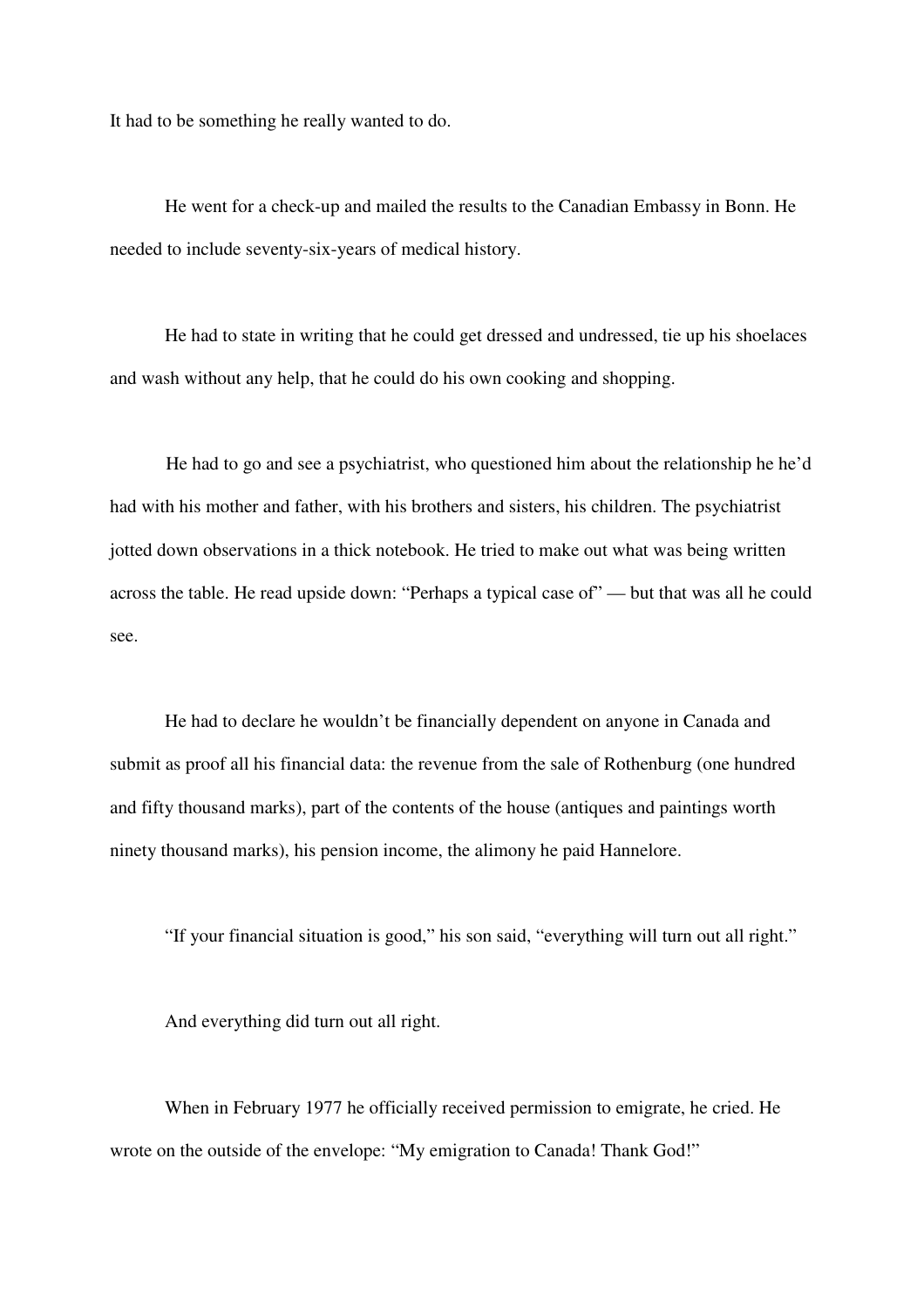It had to be something he really wanted to do.

He went for a check-up and mailed the results to the Canadian Embassy in Bonn. He needed to include seventy-six-years of medical history.

He had to state in writing that he could get dressed and undressed, tie up his shoelaces and wash without any help, that he could do his own cooking and shopping.

He had to go and see a psychiatrist, who questioned him about the relationship he he'd had with his mother and father, with his brothers and sisters, his children. The psychiatrist jotted down observations in a thick notebook. He tried to make out what was being written across the table. He read upside down: "Perhaps a typical case of" — but that was all he could see.

He had to declare he wouldn't be financially dependent on anyone in Canada and submit as proof all his financial data: the revenue from the sale of Rothenburg (one hundred and fifty thousand marks), part of the contents of the house (antiques and paintings worth ninety thousand marks), his pension income, the alimony he paid Hannelore.

"If your financial situation is good," his son said, "everything will turn out all right."

And everything did turn out all right.

When in February 1977 he officially received permission to emigrate, he cried. He wrote on the outside of the envelope: "My emigration to Canada! Thank God!"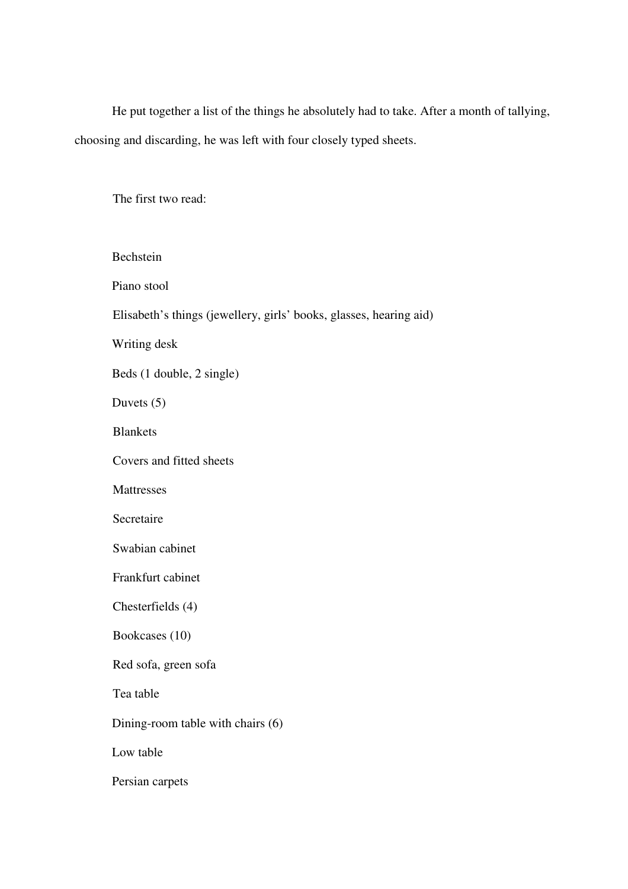He put together a list of the things he absolutely had to take. After a month of tallying, choosing and discarding, he was left with four closely typed sheets.

The first two read:

Bechstein

Piano stool

Elisabeth's things (jewellery, girls' books, glasses, hearing aid)

Writing desk

Beds (1 double, 2 single)

Duvets (5)

Blankets

Covers and fitted sheets

Mattresses

Secretaire

Swabian cabinet

Frankfurt cabinet

Chesterfields (4)

Bookcases (10)

Red sofa, green sofa

Tea table

Dining-room table with chairs (6)

Low table

Persian carpets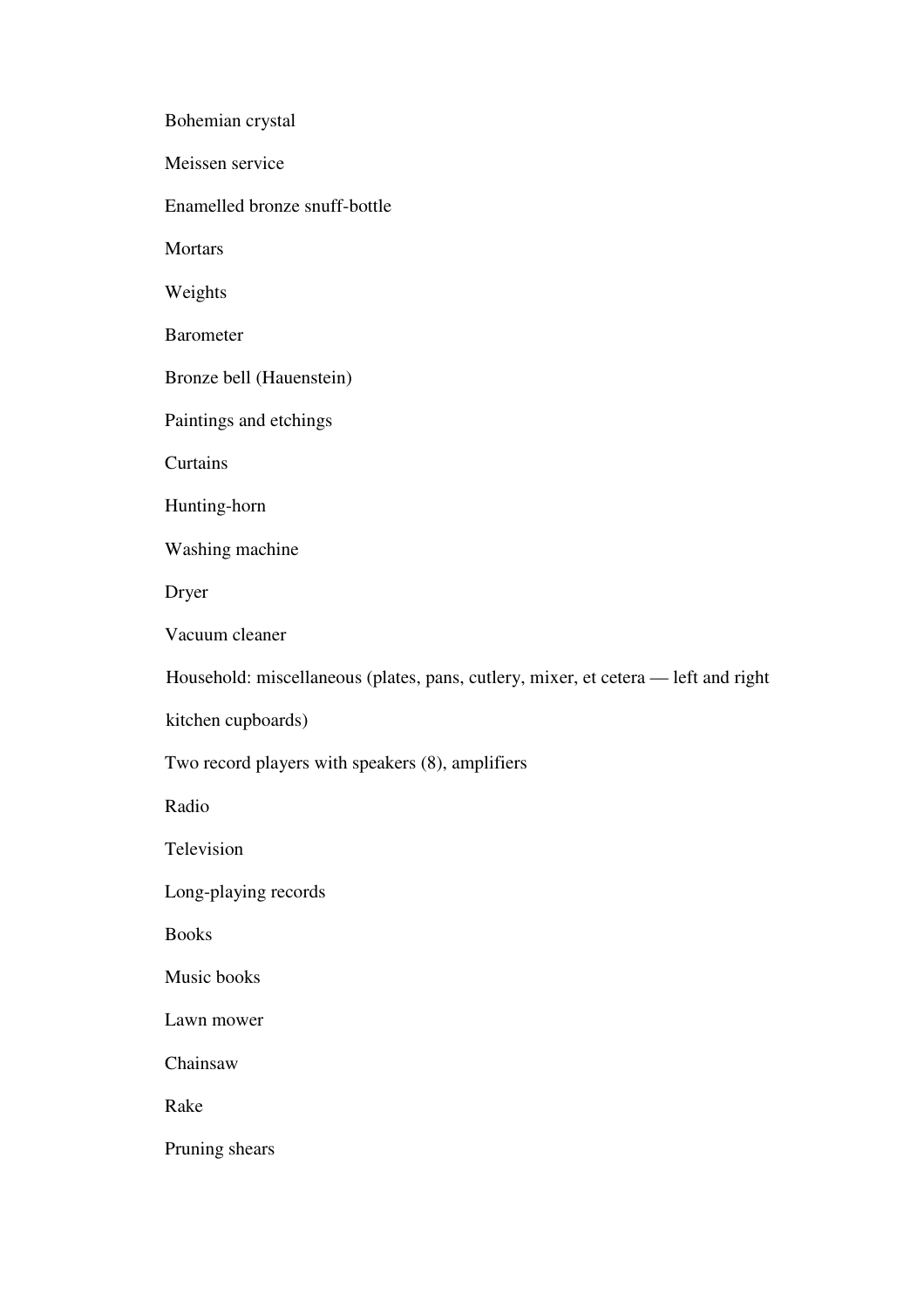Bohemian crystal

Meissen service

Enamelled bronze snuff-bottle

Mortars

Weights

Barometer

Bronze bell (Hauenstein)

Paintings and etchings

Curtains

Hunting-horn

Washing machine

Dryer

Vacuum cleaner

Household: miscellaneous (plates, pans, cutlery, mixer, et cetera — left and right kitchen cupboards)

Two record players with speakers (8), amplifiers

Radio

Television

Long-playing records

Books

Music books

Lawn mower

Chainsaw

Rake

Pruning shears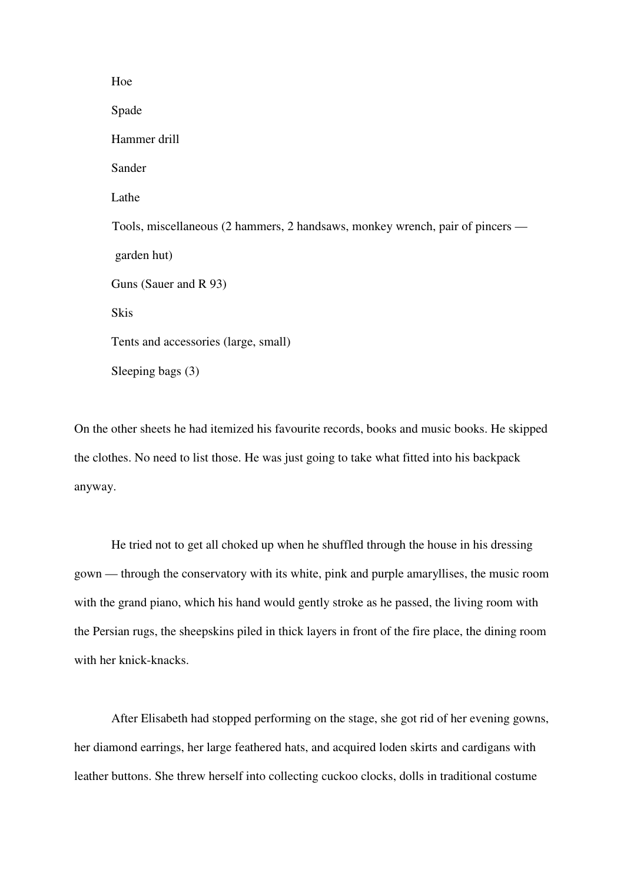Hoe

Spade

Hammer drill

Sander

Lathe

Tools, miscellaneous (2 hammers, 2 handsaws, monkey wrench, pair of pincers — garden hut)

Guns (Sauer and R 93)

Skis

Tents and accessories (large, small)

Sleeping bags (3)

On the other sheets he had itemized his favourite records, books and music books. He skipped the clothes. No need to list those. He was just going to take what fitted into his backpack anyway.

He tried not to get all choked up when he shuffled through the house in his dressing gown — through the conservatory with its white, pink and purple amaryllises, the music room with the grand piano, which his hand would gently stroke as he passed, the living room with the Persian rugs, the sheepskins piled in thick layers in front of the fire place, the dining room with her knick-knacks.

After Elisabeth had stopped performing on the stage, she got rid of her evening gowns, her diamond earrings, her large feathered hats, and acquired loden skirts and cardigans with leather buttons. She threw herself into collecting cuckoo clocks, dolls in traditional costume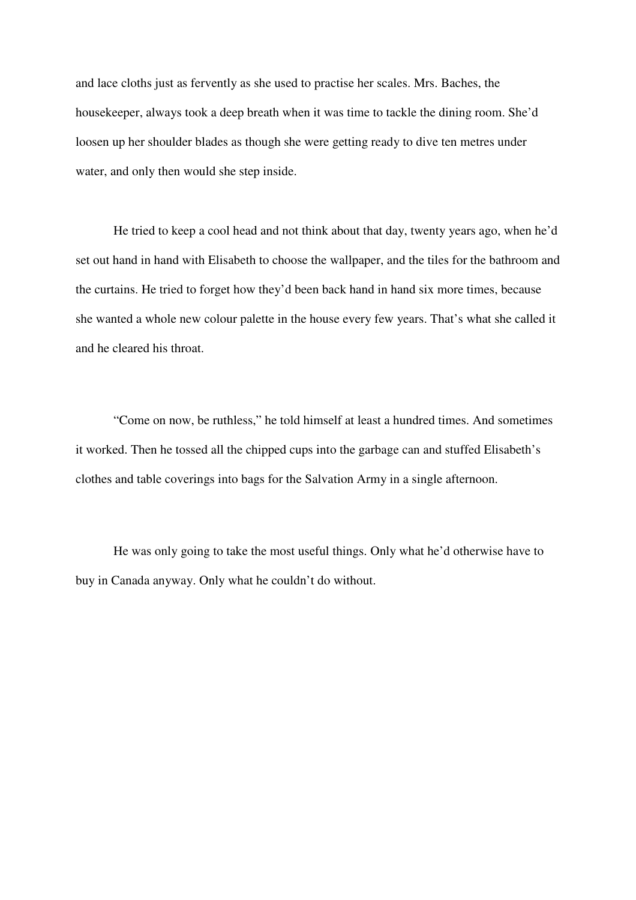and lace cloths just as fervently as she used to practise her scales. Mrs. Baches, the housekeeper, always took a deep breath when it was time to tackle the dining room. She'd loosen up her shoulder blades as though she were getting ready to dive ten metres under water, and only then would she step inside.

He tried to keep a cool head and not think about that day, twenty years ago, when he'd set out hand in hand with Elisabeth to choose the wallpaper, and the tiles for the bathroom and the curtains. He tried to forget how they'd been back hand in hand six more times, because she wanted a whole new colour palette in the house every few years. That's what she called it and he cleared his throat.

"Come on now, be ruthless," he told himself at least a hundred times. And sometimes it worked. Then he tossed all the chipped cups into the garbage can and stuffed Elisabeth's clothes and table coverings into bags for the Salvation Army in a single afternoon.

He was only going to take the most useful things. Only what he'd otherwise have to buy in Canada anyway. Only what he couldn't do without.